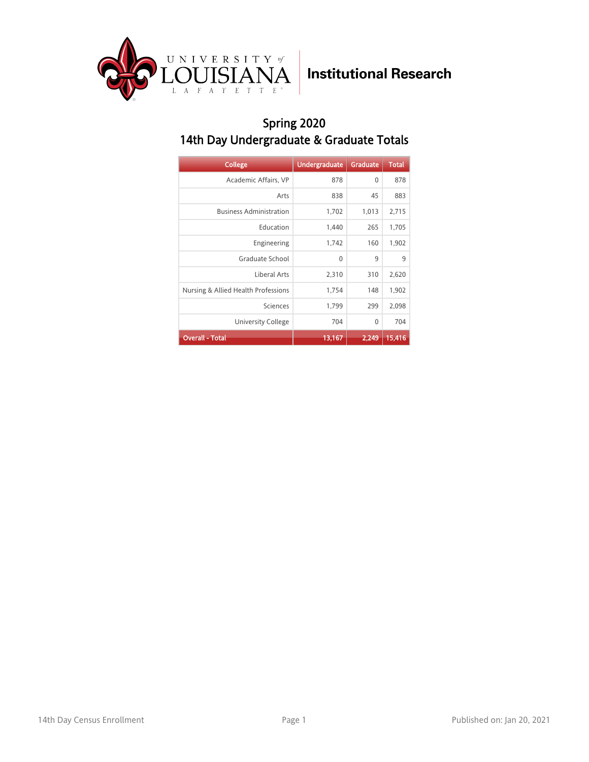University of Louisiana Lafayette — Institutional Research

# Spring 2020
## 14th Day Undergraduate & Graduate Totals

| College | Undergraduate | Graduate | Total |
|---|---|---|---|
| Academic Affairs, VP | 878 | 0 | 878 |
| Arts | 838 | 45 | 883 |
| Business Administration | 1,702 | 1,013 | 2,715 |
| Education | 1,440 | 265 | 1,705 |
| Engineering | 1,742 | 160 | 1,902 |
| Graduate School | 0 | 9 | 9 |
| Liberal Arts | 2,310 | 310 | 2,620 |
| Nursing & Allied Health Professions | 1,754 | 148 | 1,902 |
| Sciences | 1,799 | 299 | 2,098 |
| University College | 704 | 0 | 704 |
| **Overall - Total** | **13,167** | **2,249** | **15,416** |

14th Day Census Enrollment

Published on: Jan 20, 2021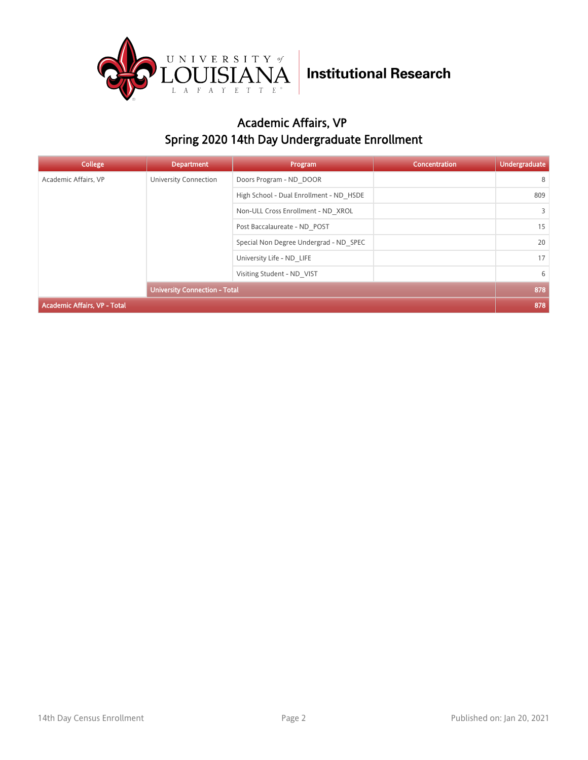# Institutional Research

## Academic Affairs, VP
## Spring 2020 14th Day Undergraduate Enrollment

| College | Department | Program | Concentration | Undergraduate |
|---|---|---|---|---|
| Academic Affairs, VP | University Connection | Doors Program - ND_DOOR | | 8 |
| | | High School - Dual Enrollment - ND_HSDE | | 809 |
| | | Non-ULL Cross Enrollment - ND_XROL | | 3 |
| | | Post Baccalaureate - ND_POST | | 15 |
| | | Special Non Degree Undergrad - ND_SPEC | | 20 |
| | | University Life - ND_LIFE | | 17 |
| | | Visiting Student - ND_VIST | | 6 |
| | **University Connection - Total** | | | **878** |
| **Academic Affairs, VP - Total** | | | | **878** |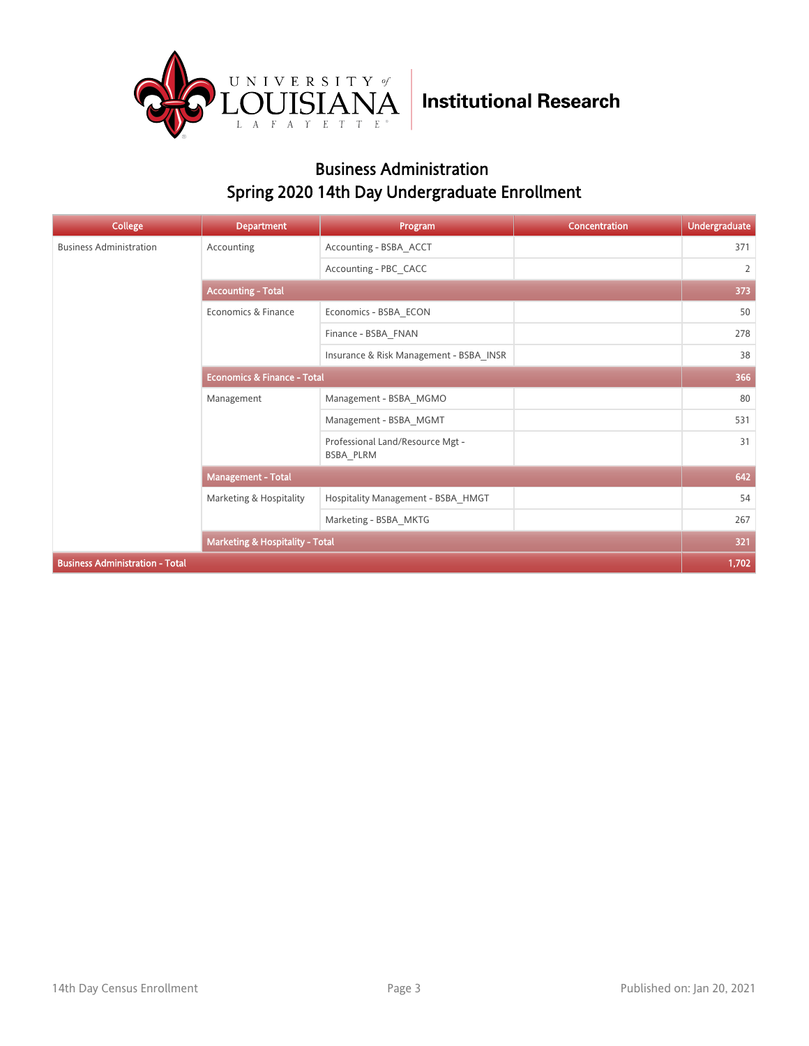Institutional Research

## Business Administration
## Spring 2020 14th Day Undergraduate Enrollment

| College | Department | Program | Concentration | Undergraduate |
|---|---|---|---|---|
| Business Administration | Accounting | Accounting - BSBA_ACCT | | 371 |
| | | Accounting - PBC_CACC | | 2 |
| | **Accounting - Total** | | | **373** |
| | Economics & Finance | Economics - BSBA_ECON | | 50 |
| | | Finance - BSBA_FNAN | | 278 |
| | | Insurance & Risk Management - BSBA_INSR | | 38 |
| | **Economics & Finance - Total** | | | **366** |
| | Management | Management - BSBA_MGMO | | 80 |
| | | Management - BSBA_MGMT | | 531 |
| | | Professional Land/Resource Mgt - BSBA_PLRM | | 31 |
| | **Management - Total** | | | **642** |
| | Marketing & Hospitality | Hospitality Management - BSBA_HMGT | | 54 |
| | | Marketing - BSBA_MKTG | | 267 |
| | **Marketing & Hospitality - Total** | | | **321** |
| **Business Administration - Total** | | | | **1,702** |

14th Day Census Enrollment

Published on: Jan 20, 2021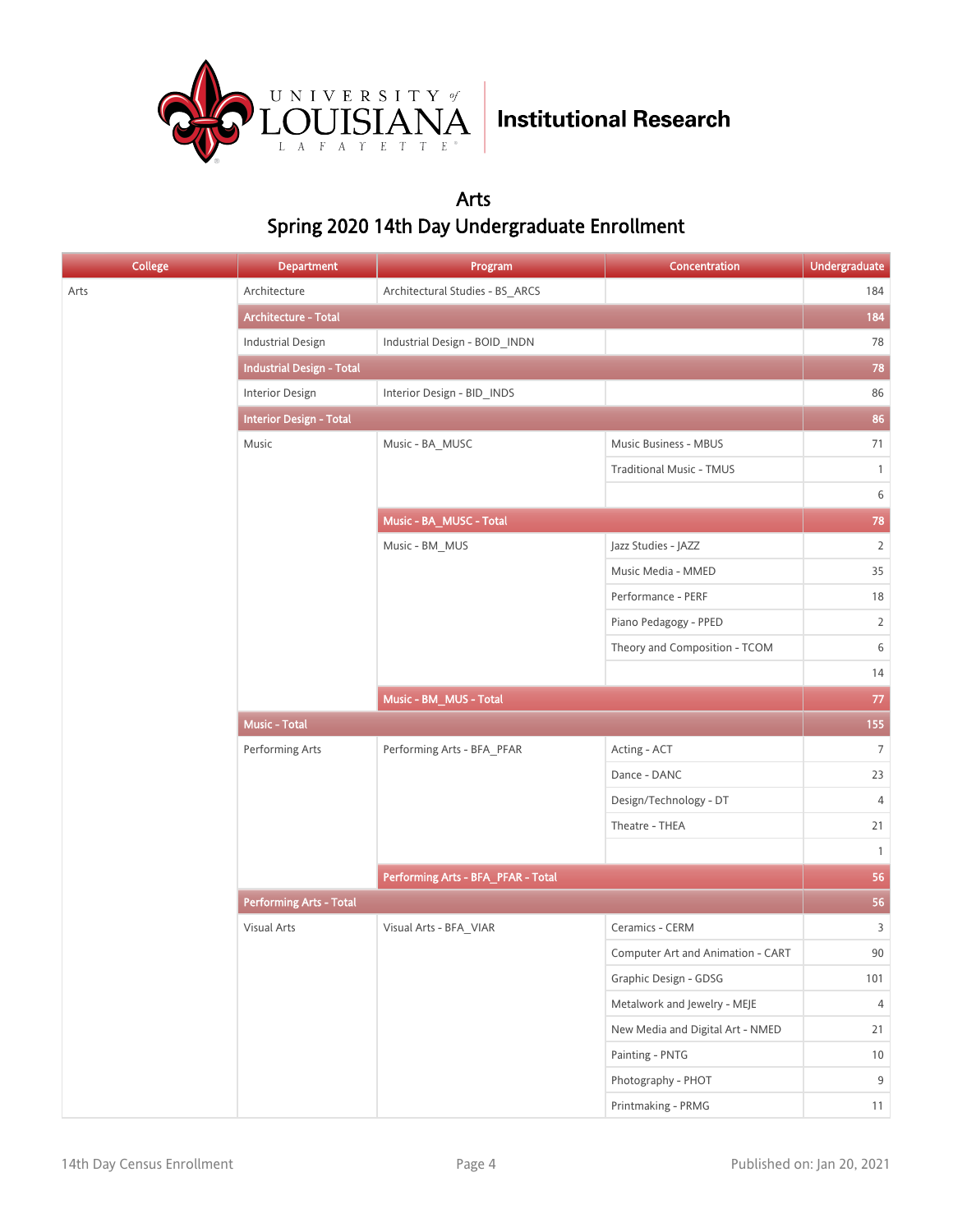University of Louisiana Lafayette | Institutional Research

## Arts
## Spring 2020 14th Day Undergraduate Enrollment

| College | Department | Program | Concentration | Undergraduate |
|---|---|---|---|---|
| Arts | Architecture | Architectural Studies - BS_ARCS | | 184 |
| | **Architecture - Total** | | | **184** |
| | Industrial Design | Industrial Design - BOID_INDN | | 78 |
| | **Industrial Design - Total** | | | **78** |
| | Interior Design | Interior Design - BID_INDS | | 86 |
| | **Interior Design - Total** | | | **86** |
| | Music | Music - BA_MUSC | Music Business - MBUS | 71 |
| | | | Traditional Music - TMUS | 1 |
| | | | | 6 |
| | | **Music - BA_MUSC - Total** | | **78** |
| | | Music - BM_MUS | Jazz Studies - JAZZ | 2 |
| | | | Music Media - MMED | 35 |
| | | | Performance - PERF | 18 |
| | | | Piano Pedagogy - PPED | 2 |
| | | | Theory and Composition - TCOM | 6 |
| | | | | 14 |
| | | **Music - BM_MUS - Total** | | **77** |
| | **Music - Total** | | | **155** |
| | Performing Arts | Performing Arts - BFA_PFAR | Acting - ACT | 7 |
| | | | Dance - DANC | 23 |
| | | | Design/Technology - DT | 4 |
| | | | Theatre - THEA | 21 |
| | | | | 1 |
| | | **Performing Arts - BFA_PFAR - Total** | | **56** |
| | **Performing Arts - Total** | | | **56** |
| | Visual Arts | Visual Arts - BFA_VIAR | Ceramics - CERM | 3 |
| | | | Computer Art and Animation - CART | 90 |
| | | | Graphic Design - GDSG | 101 |
| | | | Metalwork and Jewelry - MEJE | 4 |
| | | | New Media and Digital Art - NMED | 21 |
| | | | Painting - PNTG | 10 |
| | | | Photography - PHOT | 9 |
| | | | Printmaking - PRMG | 11 |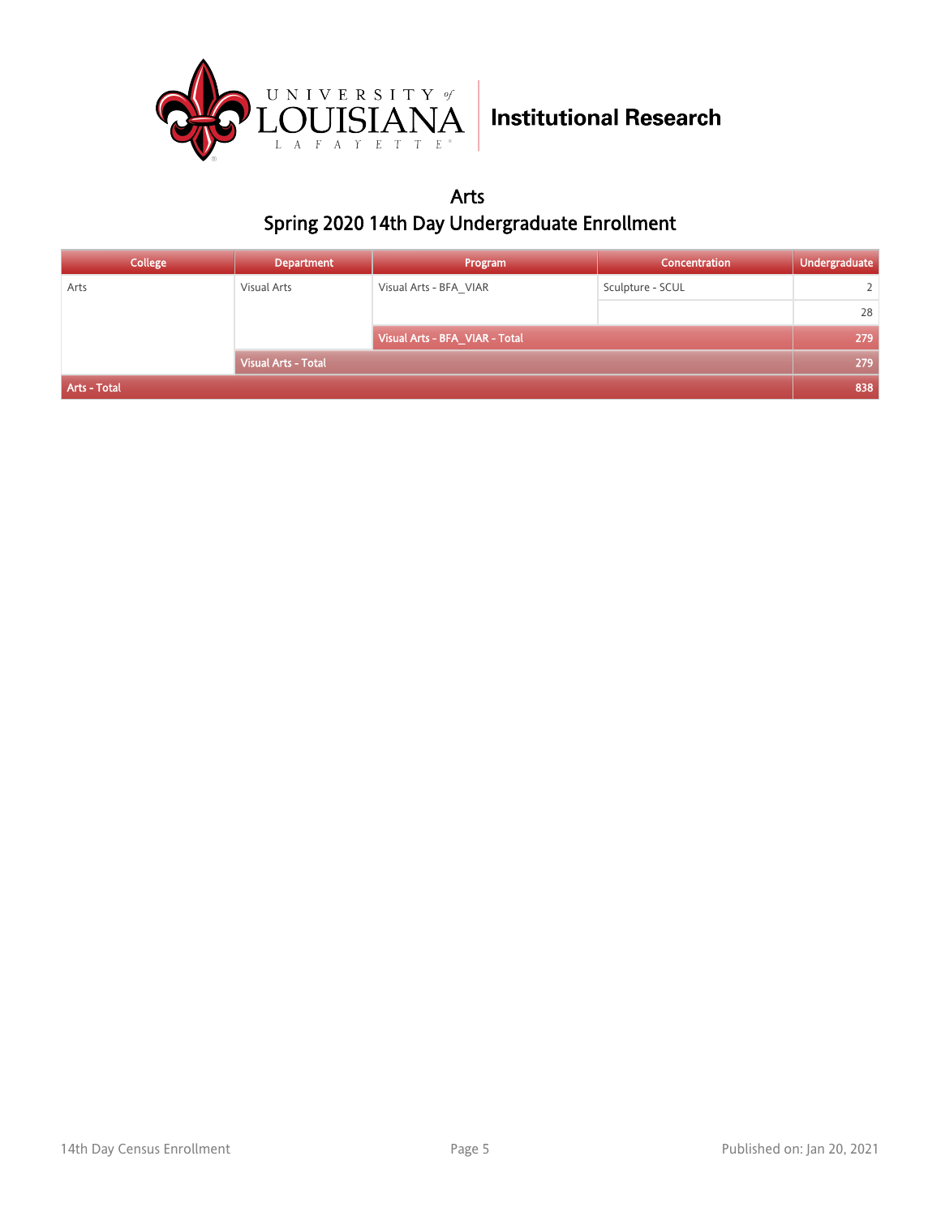# Arts

## Spring 2020 14th Day Undergraduate Enrollment

| College | Department | Program | Concentration | Undergraduate |
|---|---|---|---|---|
| Arts | Visual Arts | Visual Arts - BFA_VIAR | Sculpture - SCUL | 2 |
| | | | | 28 |
| | | Visual Arts - BFA_VIAR - Total | | 279 |
| | Visual Arts - Total | | | 279 |
| Arts - Total | | | | 838 |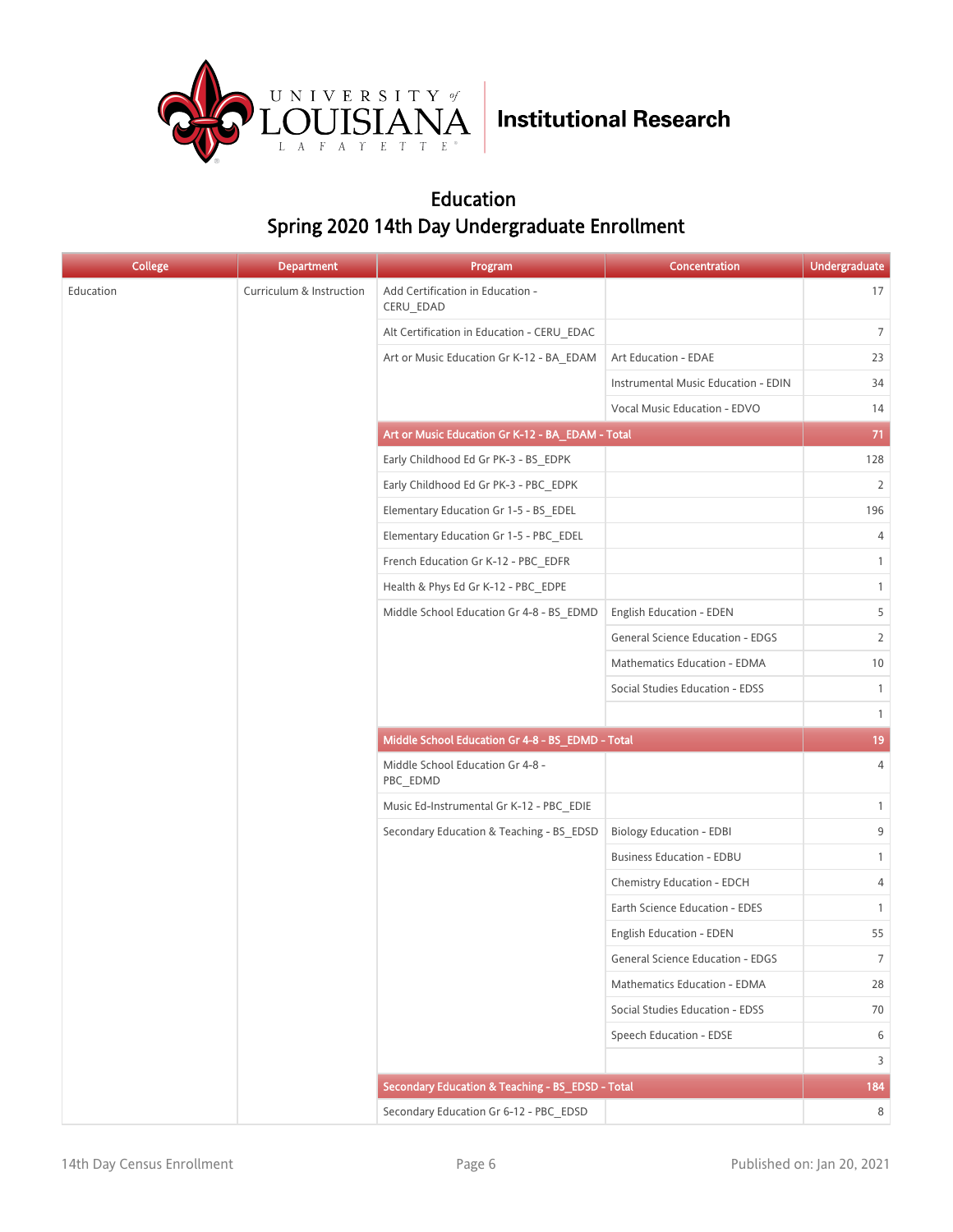University of Louisiana Lafayette — Institutional Research

# Education

## Spring 2020 14th Day Undergraduate Enrollment

| College | Department | Program | Concentration | Undergraduate |
|---|---|---|---|---|
| Education | Curriculum & Instruction | Add Certification in Education - CERU_EDAD | | 17 |
| | | Alt Certification in Education - CERU_EDAC | | 7 |
| | | Art or Music Education Gr K-12 - BA_EDAM | Art Education - EDAE | 23 |
| | | | Instrumental Music Education - EDIN | 34 |
| | | | Vocal Music Education - EDVO | 14 |
| | | **Art or Music Education Gr K-12 - BA_EDAM - Total** | | **71** |
| | | Early Childhood Ed Gr PK-3 - BS_EDPK | | 128 |
| | | Early Childhood Ed Gr PK-3 - PBC_EDPK | | 2 |
| | | Elementary Education Gr 1-5 - BS_EDEL | | 196 |
| | | Elementary Education Gr 1-5 - PBC_EDEL | | 4 |
| | | French Education Gr K-12 - PBC_EDFR | | 1 |
| | | Health & Phys Ed Gr K-12 - PBC_EDPE | | 1 |
| | | Middle School Education Gr 4-8 - BS_EDMD | English Education - EDEN | 5 |
| | | | General Science Education - EDGS | 2 |
| | | | Mathematics Education - EDMA | 10 |
| | | | Social Studies Education - EDSS | 1 |
| | | | | 1 |
| | | **Middle School Education Gr 4-8 - BS_EDMD - Total** | | **19** |
| | | Middle School Education Gr 4-8 - PBC_EDMD | | 4 |
| | | Music Ed-Instrumental Gr K-12 - PBC_EDIE | | 1 |
| | | Secondary Education & Teaching - BS_EDSD | Biology Education - EDBI | 9 |
| | | | Business Education - EDBU | 1 |
| | | | Chemistry Education - EDCH | 4 |
| | | | Earth Science Education - EDES | 1 |
| | | | English Education - EDEN | 55 |
| | | | General Science Education - EDGS | 7 |
| | | | Mathematics Education - EDMA | 28 |
| | | | Social Studies Education - EDSS | 70 |
| | | | Speech Education - EDSE | 6 |
| | | | | 3 |
| | | **Secondary Education & Teaching - BS_EDSD - Total** | | **184** |
| | | Secondary Education Gr 6-12 - PBC_EDSD | | 8 |

14th Day Census Enrollment — Published on: Jan 20, 2021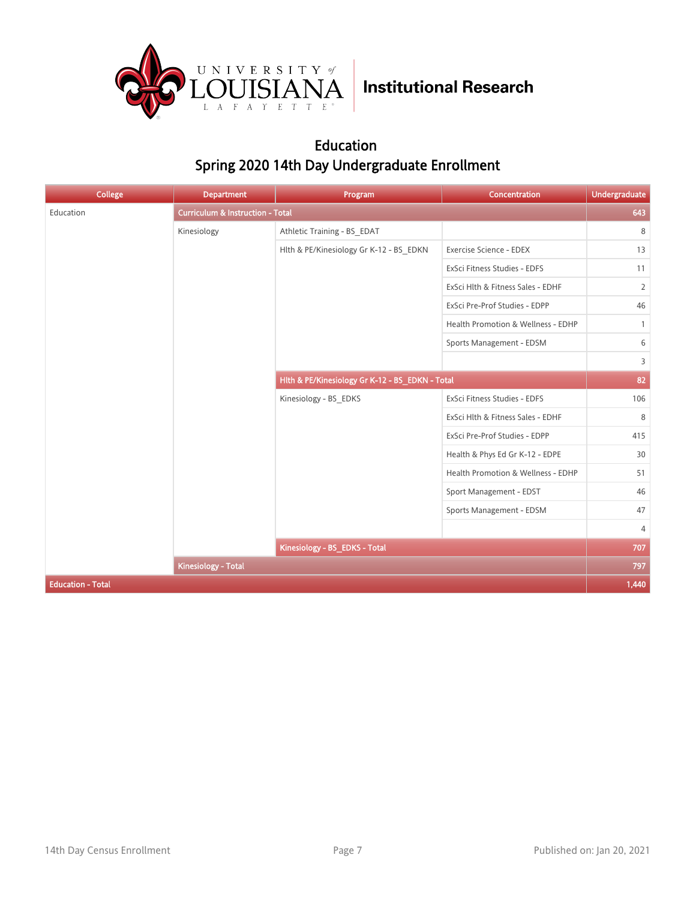University of Louisiana Lafayette | Institutional Research

## Education
## Spring 2020 14th Day Undergraduate Enrollment

| College | Department | Program | Concentration | Undergraduate |
|---|---|---|---|---|
| Education | Curriculum & Instruction - Total | | | 643 |
| | Kinesiology | Athletic Training - BS_EDAT | | 8 |
| | | Hlth & PE/Kinesiology Gr K-12 - BS_EDKN | Exercise Science - EDEX | 13 |
| | | | ExSci Fitness Studies - EDFS | 11 |
| | | | ExSci Hlth & Fitness Sales - EDHF | 2 |
| | | | ExSci Pre-Prof Studies - EDPP | 46 |
| | | | Health Promotion & Wellness - EDHP | 1 |
| | | | Sports Management - EDSM | 6 |
| | | | | 3 |
| | | Hlth & PE/Kinesiology Gr K-12 - BS_EDKN - Total | | 82 |
| | | Kinesiology - BS_EDKS | ExSci Fitness Studies - EDFS | 106 |
| | | | ExSci Hlth & Fitness Sales - EDHF | 8 |
| | | | ExSci Pre-Prof Studies - EDPP | 415 |
| | | | Health & Phys Ed Gr K-12 - EDPE | 30 |
| | | | Health Promotion & Wellness - EDHP | 51 |
| | | | Sport Management - EDST | 46 |
| | | | Sports Management - EDSM | 47 |
| | | | | 4 |
| | | Kinesiology - BS_EDKS - Total | | 707 |
| | Kinesiology - Total | | | 797 |
| Education - Total | | | | 1,440 |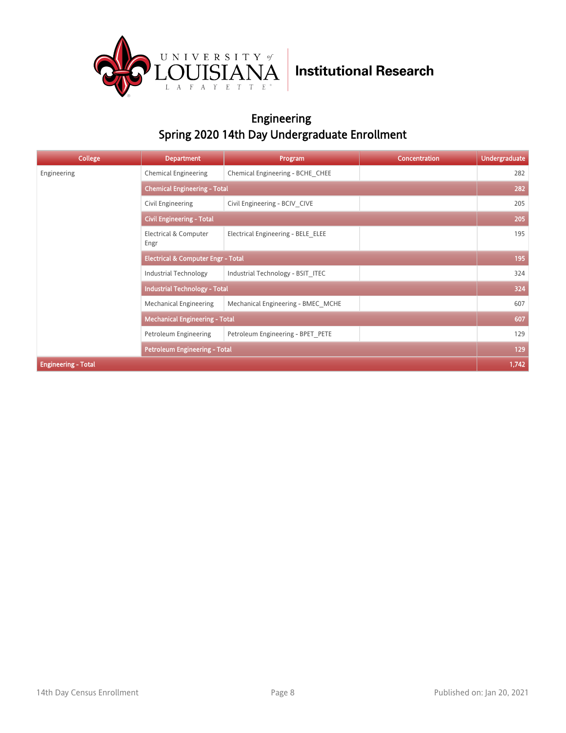University of Louisiana Lafayette — Institutional Research

## Engineering
## Spring 2020 14th Day Undergraduate Enrollment

| College | Department | Program | Concentration | Undergraduate |
|---|---|---|---|---|
| Engineering | Chemical Engineering | Chemical Engineering - BCHE_CHEE | | 282 |
| | **Chemical Engineering - Total** | | | **282** |
| | Civil Engineering | Civil Engineering - BCIV_CIVE | | 205 |
| | **Civil Engineering - Total** | | | **205** |
| | Electrical & Computer Engr | Electrical Engineering - BELE_ELEE | | 195 |
| | **Electrical & Computer Engr - Total** | | | **195** |
| | Industrial Technology | Industrial Technology - BSIT_ITEC | | 324 |
| | **Industrial Technology - Total** | | | **324** |
| | Mechanical Engineering | Mechanical Engineering - BMEC_MCHE | | 607 |
| | **Mechanical Engineering - Total** | | | **607** |
| | Petroleum Engineering | Petroleum Engineering - BPET_PETE | | 129 |
| | **Petroleum Engineering - Total** | | | **129** |
| **Engineering - Total** | | | | **1,742** |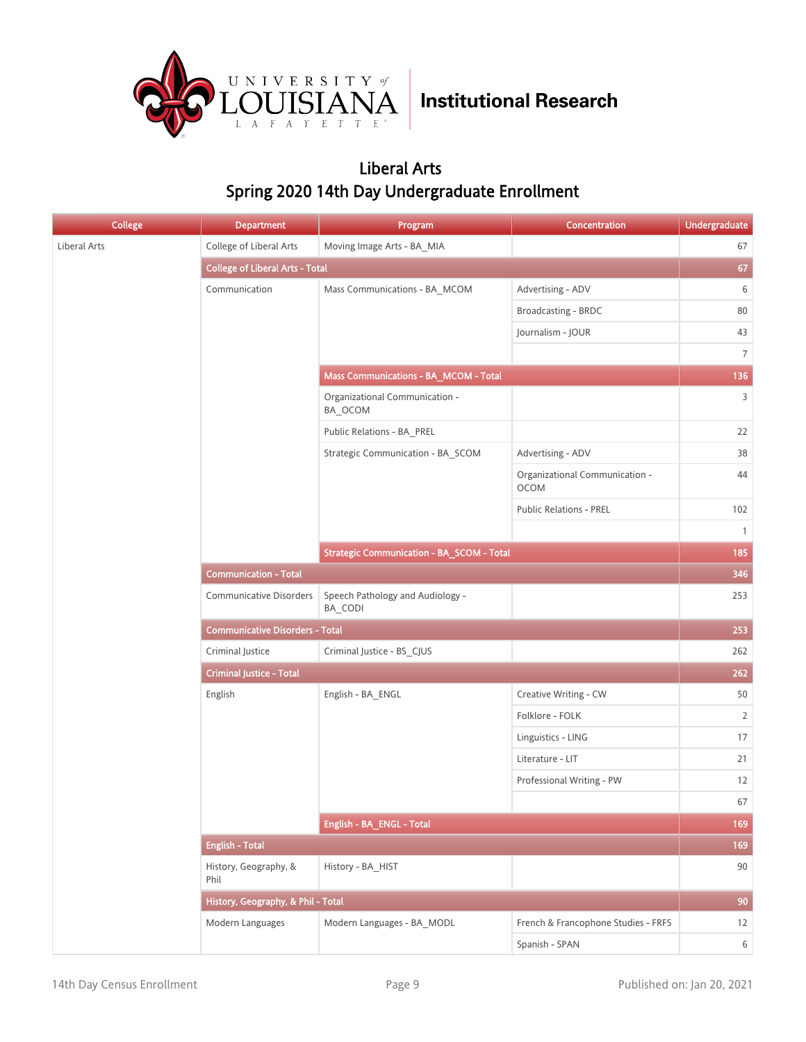## Liberal Arts

## Spring 2020 14th Day Undergraduate Enrollment

| College | Department | Program | Concentration | Undergraduate |
|---|---|---|---|---|
| Liberal Arts | College of Liberal Arts | Moving Image Arts - BA_MIA | | 67 |
| | College of Liberal Arts - Total | | | 67 |
| | Communication | Mass Communications - BA_MCOM | Advertising - ADV | 6 |
| | | | Broadcasting - BRDC | 80 |
| | | | Journalism - JOUR | 43 |
| | | | | 7 |
| | | Mass Communications - BA_MCOM - Total | | 136 |
| | | Organizational Communication - BA_OCOM | | 3 |
| | | Public Relations - BA_PREL | | 22 |
| | | Strategic Communication - BA_SCOM | Advertising - ADV | 38 |
| | | | Organizational Communication - OCOM | 44 |
| | | | Public Relations - PREL | 102 |
| | | | | 1 |
| | | Strategic Communication - BA_SCOM - Total | | 185 |
| | Communication - Total | | | 346 |
| | Communicative Disorders | Speech Pathology and Audiology - BA_CODI | | 253 |
| | Communicative Disorders - Total | | | 253 |
| | Criminal Justice | Criminal Justice - BS_CJUS | | 262 |
| | Criminal Justice - Total | | | 262 |
| | English | English - BA_ENGL | Creative Writing - CW | 50 |
| | | | Folklore - FOLK | 2 |
| | | | Linguistics - LING | 17 |
| | | | Literature - LIT | 21 |
| | | | Professional Writing - PW | 12 |
| | | | | 67 |
| | | English - BA_ENGL - Total | | 169 |
| | English - Total | | | 169 |
| | History, Geography, & Phil | History - BA_HIST | | 90 |
| | History, Geography, & Phil - Total | | | 90 |
| | Modern Languages | Modern Languages - BA_MODL | French & Francophone Studies - FRFS | 12 |
| | | | Spanish - SPAN | 6 |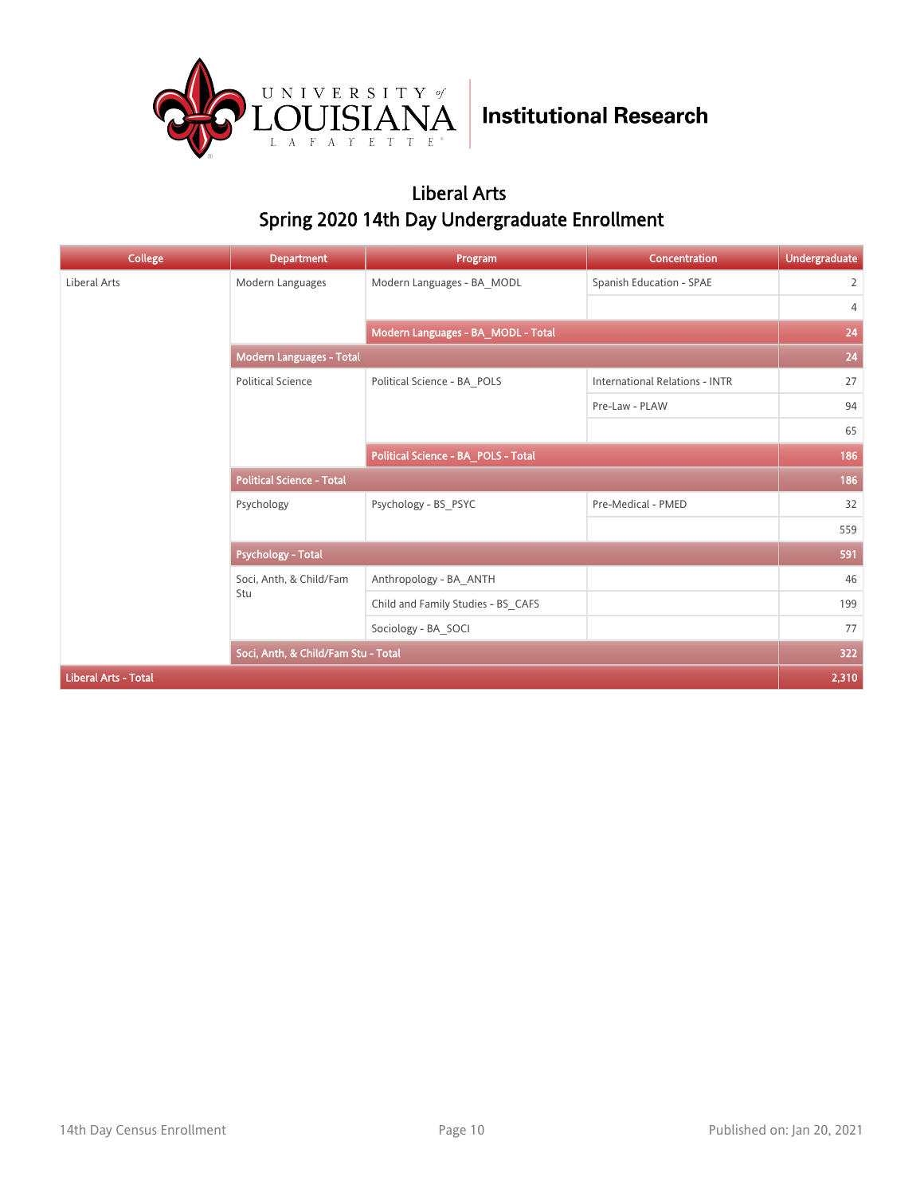University of Louisiana Lafayette | Institutional Research

## Liberal Arts
## Spring 2020 14th Day Undergraduate Enrollment

| College | Department | Program | Concentration | Undergraduate |
|---|---|---|---|---|
| Liberal Arts | Modern Languages | Modern Languages - BA_MODL | Spanish Education - SPAE | 2 |
| | | | | 4 |
| | | **Modern Languages - BA_MODL - Total** | | **24** |
| | **Modern Languages - Total** | | | **24** |
| | Political Science | Political Science - BA_POLS | International Relations - INTR | 27 |
| | | | Pre-Law - PLAW | 94 |
| | | | | 65 |
| | | **Political Science - BA_POLS - Total** | | **186** |
| | **Political Science - Total** | | | **186** |
| | Psychology | Psychology - BS_PSYC | Pre-Medical - PMED | 32 |
| | | | | 559 |
| | **Psychology - Total** | | | **591** |
| | Soci, Anth, & Child/Fam Stu | Anthropology - BA_ANTH | | 46 |
| | | Child and Family Studies - BS_CAFS | | 199 |
| | | Sociology - BA_SOCI | | 77 |
| | **Soci, Anth, & Child/Fam Stu - Total** | | | **322** |
| **Liberal Arts - Total** | | | | **2,310** |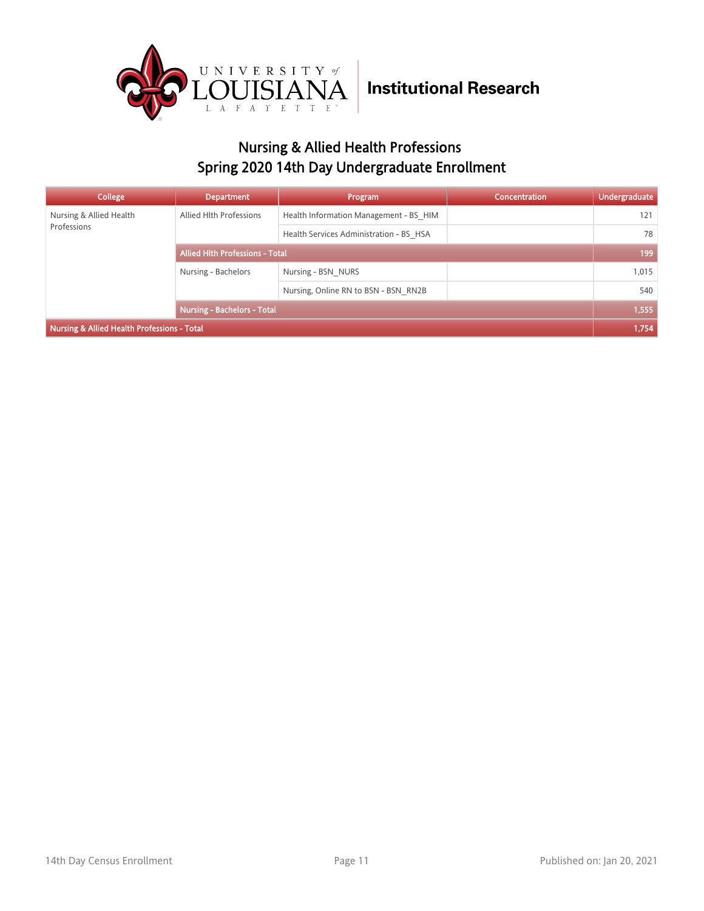Institutional Research

## Nursing & Allied Health Professions
## Spring 2020 14th Day Undergraduate Enrollment

| College | Department | Program | Concentration | Undergraduate |
|---|---|---|---|---|
| Nursing & Allied Health Professions | Allied Hlth Professions | Health Information Management - BS_HIM | | 121 |
| | | Health Services Administration - BS_HSA | | 78 |
| | **Allied Hlth Professions - Total** | | | **199** |
| | Nursing - Bachelors | Nursing - BSN_NURS | | 1,015 |
| | | Nursing, Online RN to BSN - BSN_RN2B | | 540 |
| | **Nursing - Bachelors - Total** | | | **1,555** |
| **Nursing & Allied Health Professions - Total** | | | | **1,754** |

14th Day Census Enrollment

Published on: Jan 20, 2021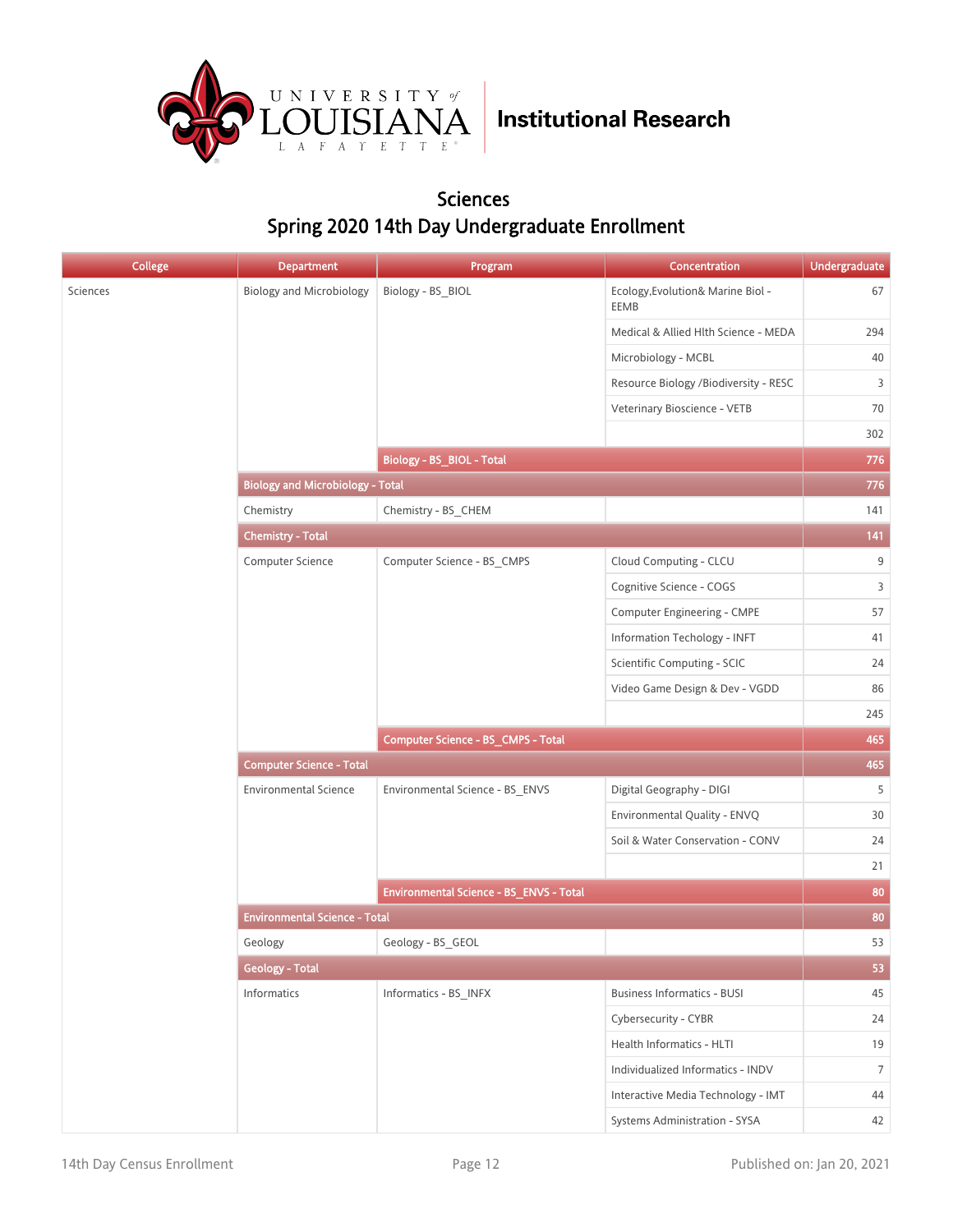University of Louisiana Lafayette | Institutional Research

## Sciences
## Spring 2020 14th Day Undergraduate Enrollment

| College | Department | Program | Concentration | Undergraduate |
|---|---|---|---|---|
| Sciences | Biology and Microbiology | Biology - BS_BIOL | Ecology,Evolution& Marine Biol - EEMB | 67 |
| | | | Medical & Allied Hlth Science - MEDA | 294 |
| | | | Microbiology - MCBL | 40 |
| | | | Resource Biology /Biodiversity - RESC | 3 |
| | | | Veterinary Bioscience - VETB | 70 |
| | | | | 302 |
| | | **Biology - BS_BIOL - Total** | | **776** |
| | **Biology and Microbiology - Total** | | | **776** |
| | Chemistry | Chemistry - BS_CHEM | | 141 |
| | **Chemistry - Total** | | | **141** |
| | Computer Science | Computer Science - BS_CMPS | Cloud Computing - CLCU | 9 |
| | | | Cognitive Science - COGS | 3 |
| | | | Computer Engineering - CMPE | 57 |
| | | | Information Techology - INFT | 41 |
| | | | Scientific Computing - SCIC | 24 |
| | | | Video Game Design & Dev - VGDD | 86 |
| | | | | 245 |
| | | **Computer Science - BS_CMPS - Total** | | **465** |
| | **Computer Science - Total** | | | **465** |
| | Environmental Science | Environmental Science - BS_ENVS | Digital Geography - DIGI | 5 |
| | | | Environmental Quality - ENVQ | 30 |
| | | | Soil & Water Conservation - CONV | 24 |
| | | | | 21 |
| | | **Environmental Science - BS_ENVS - Total** | | **80** |
| | **Environmental Science - Total** | | | **80** |
| | Geology | Geology - BS_GEOL | | 53 |
| | **Geology - Total** | | | **53** |
| | Informatics | Informatics - BS_INFX | Business Informatics - BUSI | 45 |
| | | | Cybersecurity - CYBR | 24 |
| | | | Health Informatics - HLTI | 19 |
| | | | Individualized Informatics - INDV | 7 |
| | | | Interactive Media Technology - IMT | 44 |
| | | | Systems Administration - SYSA | 42 |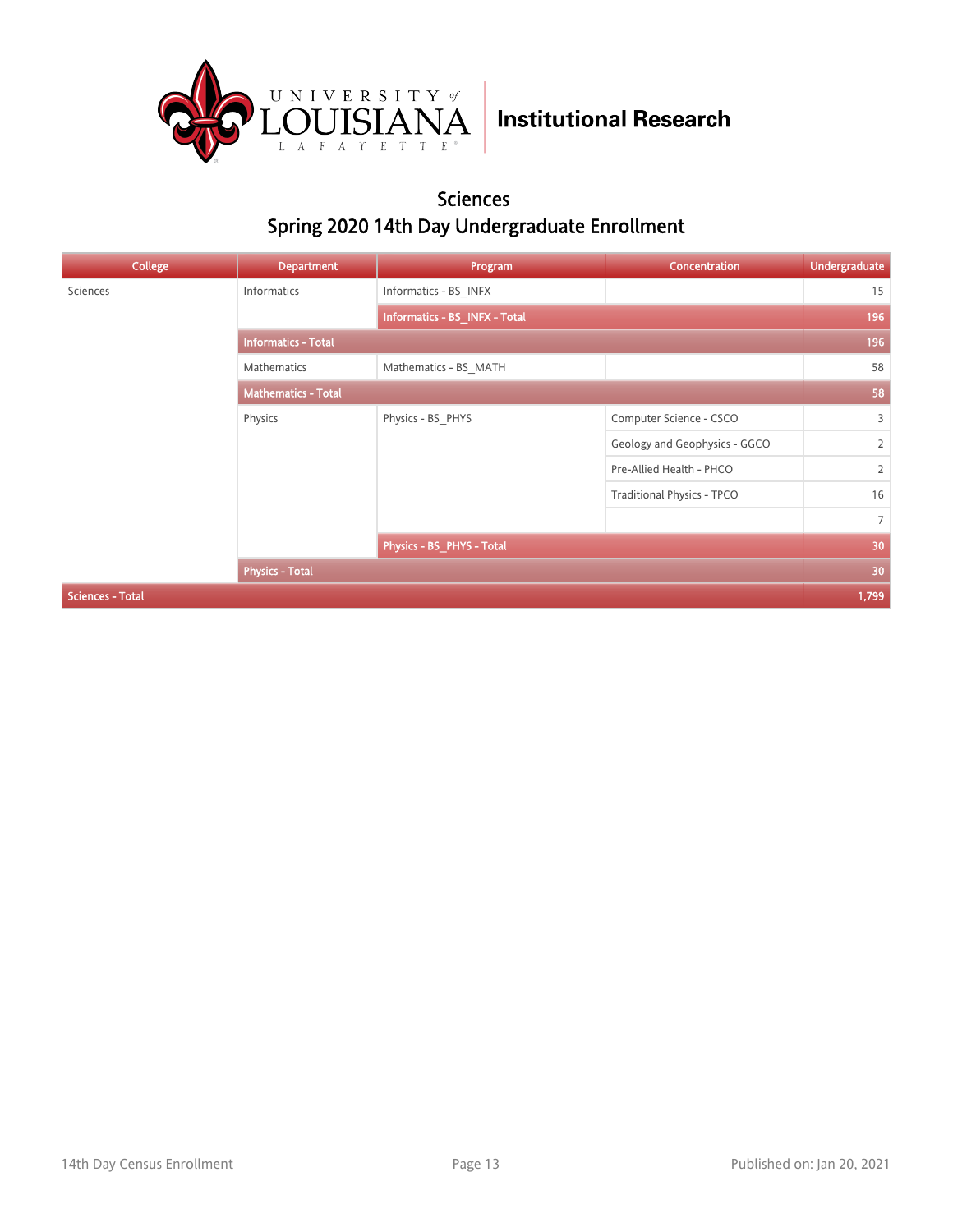## Sciences

## Spring 2020 14th Day Undergraduate Enrollment

| College | Department | Program | Concentration | Undergraduate |
|---|---|---|---|---|
| Sciences | Informatics | Informatics - BS_INFX | | 15 |
| | | Informatics - BS_INFX - Total | | 196 |
| | Informatics - Total | | | 196 |
| | Mathematics | Mathematics - BS_MATH | | 58 |
| | Mathematics - Total | | | 58 |
| | Physics | Physics - BS_PHYS | Computer Science - CSCO | 3 |
| | | | Geology and Geophysics - GGCO | 2 |
| | | | Pre-Allied Health - PHCO | 2 |
| | | | Traditional Physics - TPCO | 16 |
| | | | | 7 |
| | | Physics - BS_PHYS - Total | | 30 |
| | Physics - Total | | | 30 |
| Sciences - Total | | | | 1,799 |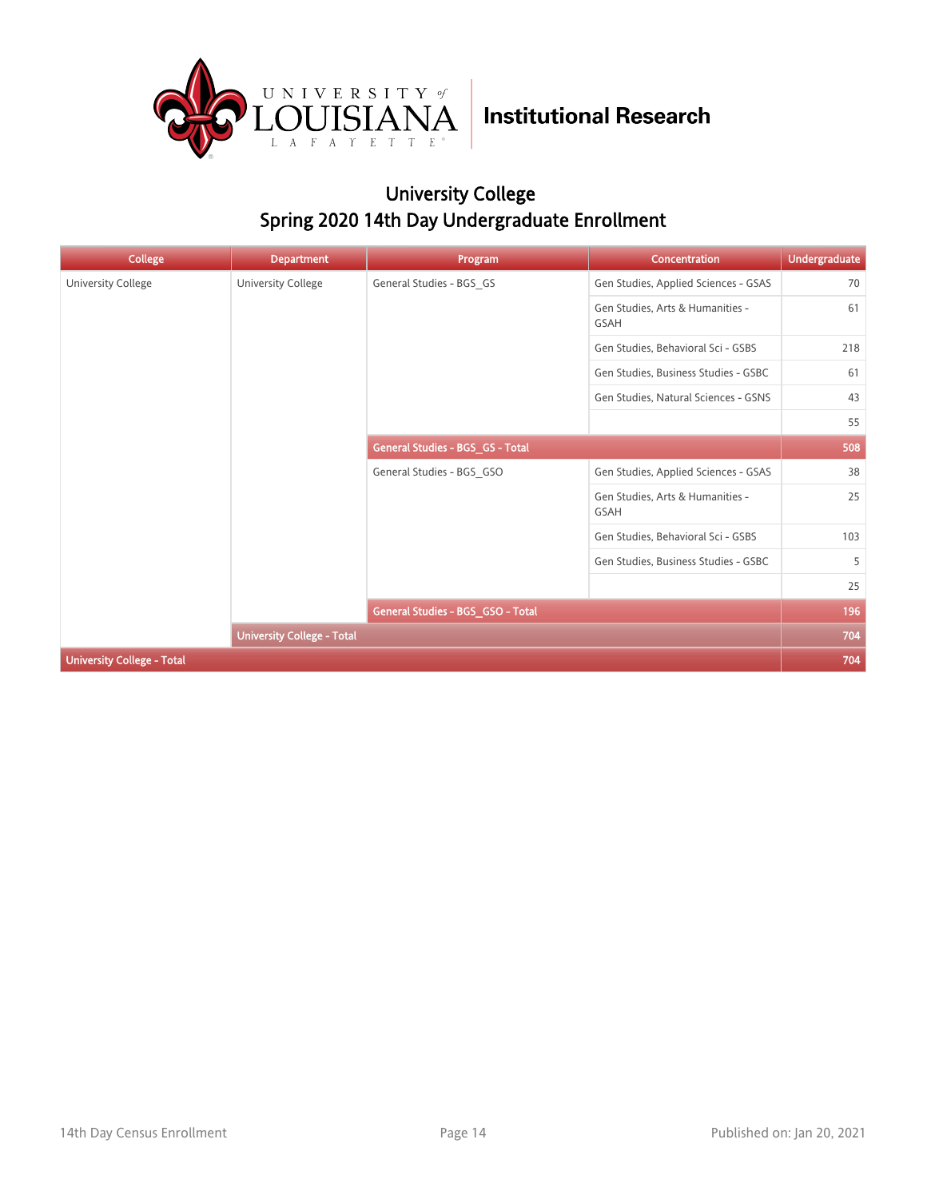## University College
## Spring 2020 14th Day Undergraduate Enrollment

| College | Department | Program | Concentration | Undergraduate |
|---|---|---|---|---|
| University College | University College | General Studies - BGS_GS | Gen Studies, Applied Sciences - GSAS | 70 |
| | | | Gen Studies, Arts & Humanities - GSAH | 61 |
| | | | Gen Studies, Behavioral Sci - GSBS | 218 |
| | | | Gen Studies, Business Studies - GSBC | 61 |
| | | | Gen Studies, Natural Sciences - GSNS | 43 |
| | | | | 55 |
| | | **General Studies - BGS_GS - Total** | | **508** |
| | | General Studies - BGS_GSO | Gen Studies, Applied Sciences - GSAS | 38 |
| | | | Gen Studies, Arts & Humanities - GSAH | 25 |
| | | | Gen Studies, Behavioral Sci - GSBS | 103 |
| | | | Gen Studies, Business Studies - GSBC | 5 |
| | | | | 25 |
| | | **General Studies - BGS_GSO - Total** | | **196** |
| | **University College - Total** | | | **704** |
| **University College - Total** | | | | **704** |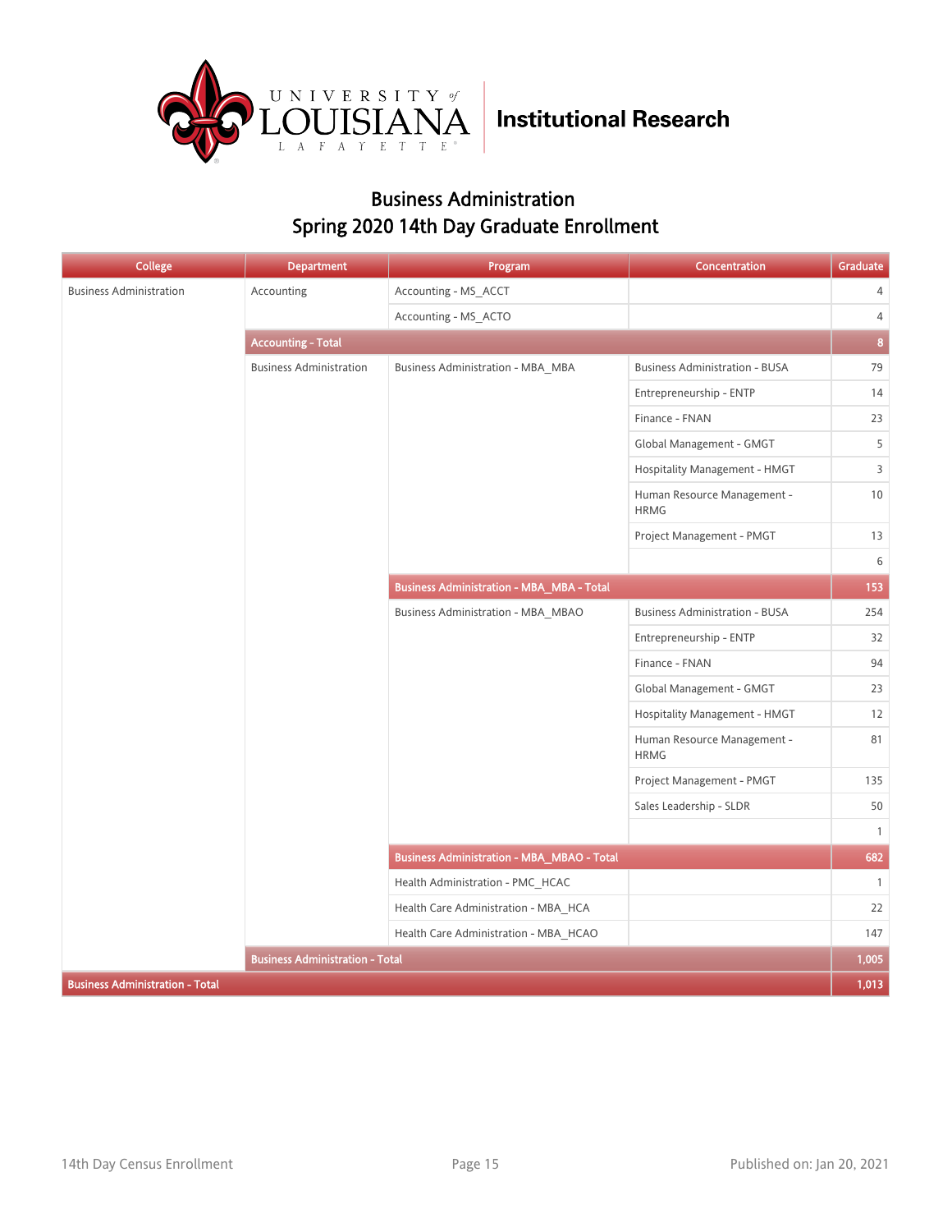University of Louisiana Lafayette | **Institutional Research**

## Business Administration
## Spring 2020 14th Day Graduate Enrollment

| College | Department | Program | Concentration | Graduate |
|---|---|---|---|---|
| Business Administration | Accounting | Accounting - MS_ACCT | | 4 |
| | | Accounting - MS_ACTO | | 4 |
| | **Accounting - Total** | | | **8** |
| | Business Administration | Business Administration - MBA_MBA | Business Administration - BUSA | 79 |
| | | | Entrepreneurship - ENTP | 14 |
| | | | Finance - FNAN | 23 |
| | | | Global Management - GMGT | 5 |
| | | | Hospitality Management - HMGT | 3 |
| | | | Human Resource Management - HRMG | 10 |
| | | | Project Management - PMGT | 13 |
| | | | | 6 |
| | | **Business Administration - MBA_MBA - Total** | | **153** |
| | | Business Administration - MBA_MBAO | Business Administration - BUSA | 254 |
| | | | Entrepreneurship - ENTP | 32 |
| | | | Finance - FNAN | 94 |
| | | | Global Management - GMGT | 23 |
| | | | Hospitality Management - HMGT | 12 |
| | | | Human Resource Management - HRMG | 81 |
| | | | Project Management - PMGT | 135 |
| | | | Sales Leadership - SLDR | 50 |
| | | | | 1 |
| | | **Business Administration - MBA_MBAO - Total** | | **682** |
| | | Health Administration - PMC_HCAC | | 1 |
| | | Health Care Administration - MBA_HCA | | 22 |
| | | Health Care Administration - MBA_HCAO | | 147 |
| | **Business Administration - Total** | | | **1,005** |
| **Business Administration - Total** | | | | **1,013** |

14th Day Census Enrollment | Published on: Jan 20, 2021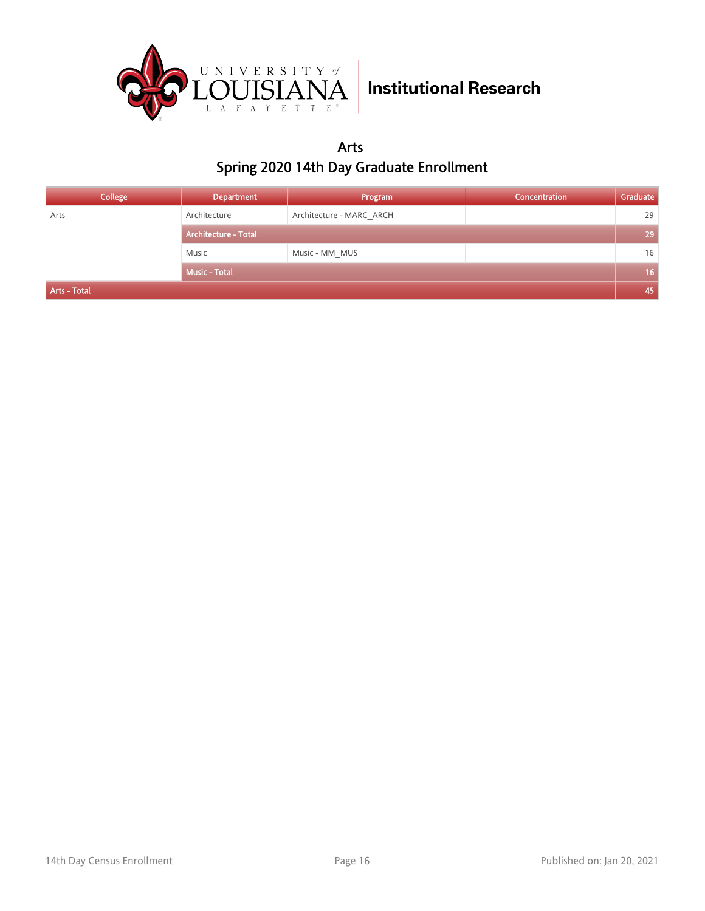UNIVERSITY of LOUISIANA LAFAYETTE | Institutional Research

# Arts
## Spring 2020 14th Day Graduate Enrollment

| College | Department | Program | Concentration | Graduate |
|---|---|---|---|---|
| Arts | Architecture | Architecture - MARC_ARCH | | 29 |
| | Architecture - Total | | | 29 |
| | Music | Music - MM_MUS | | 16 |
| | Music - Total | | | 16 |
| Arts - Total | | | | 45 |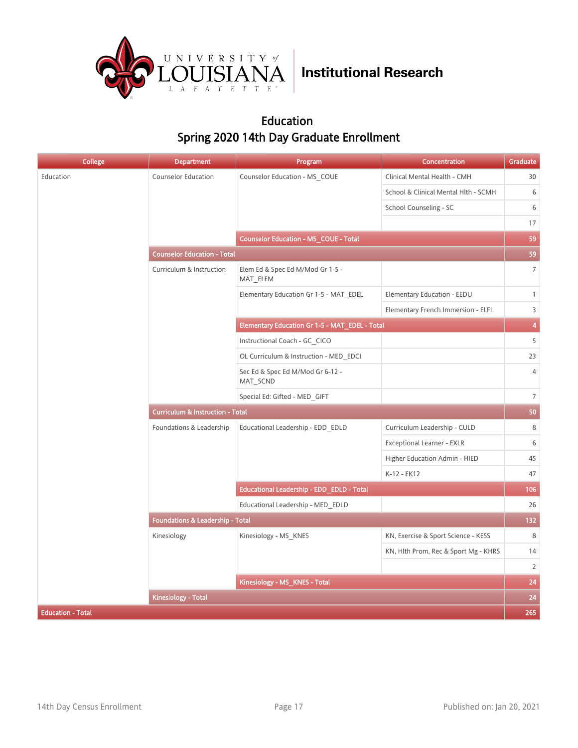University of Louisiana Lafayette | Institutional Research

## Education
## Spring 2020 14th Day Graduate Enrollment

| College | Department | Program | Concentration | Graduate |
|---|---|---|---|---|
| Education | Counselor Education | Counselor Education - MS_COUE | Clinical Mental Health - CMH | 30 |
| | | | School & Clinical Mental Hlth - SCMH | 6 |
| | | | School Counseling - SC | 6 |
| | | | | 17 |
| | | Counselor Education - MS_COUE - Total | | 59 |
| | Counselor Education - Total | | | 59 |
| | Curriculum & Instruction | Elem Ed & Spec Ed M/Mod Gr 1-5 - MAT_ELEM | | 7 |
| | | Elementary Education Gr 1-5 - MAT_EDEL | Elementary Education - EEDU | 1 |
| | | | Elementary French Immersion - ELFI | 3 |
| | | Elementary Education Gr 1-5 - MAT_EDEL - Total | | 4 |
| | | Instructional Coach - GC_CICO | | 5 |
| | | OL Curriculum & Instruction - MED_EDCI | | 23 |
| | | Sec Ed & Spec Ed M/Mod Gr 6-12 - MAT_SCND | | 4 |
| | | Special Ed: Gifted - MED_GIFT | | 7 |
| | Curriculum & Instruction - Total | | | 50 |
| | Foundations & Leadership | Educational Leadership - EDD_EDLD | Curriculum Leadership - CULD | 8 |
| | | | Exceptional Learner - EXLR | 6 |
| | | | Higher Education Admin - HIED | 45 |
| | | | K-12 - EK12 | 47 |
| | | Educational Leadership - EDD_EDLD - Total | | 106 |
| | | Educational Leadership - MED_EDLD | | 26 |
| | Foundations & Leadership - Total | | | 132 |
| | Kinesiology | Kinesiology - MS_KNES | KN, Exercise & Sport Science - KESS | 8 |
| | | | KN, Hlth Prom, Rec & Sport Mg - KHRS | 14 |
| | | | | 2 |
| | | Kinesiology - MS_KNES - Total | | 24 |
| | Kinesiology - Total | | | 24 |
| Education - Total | | | | 265 |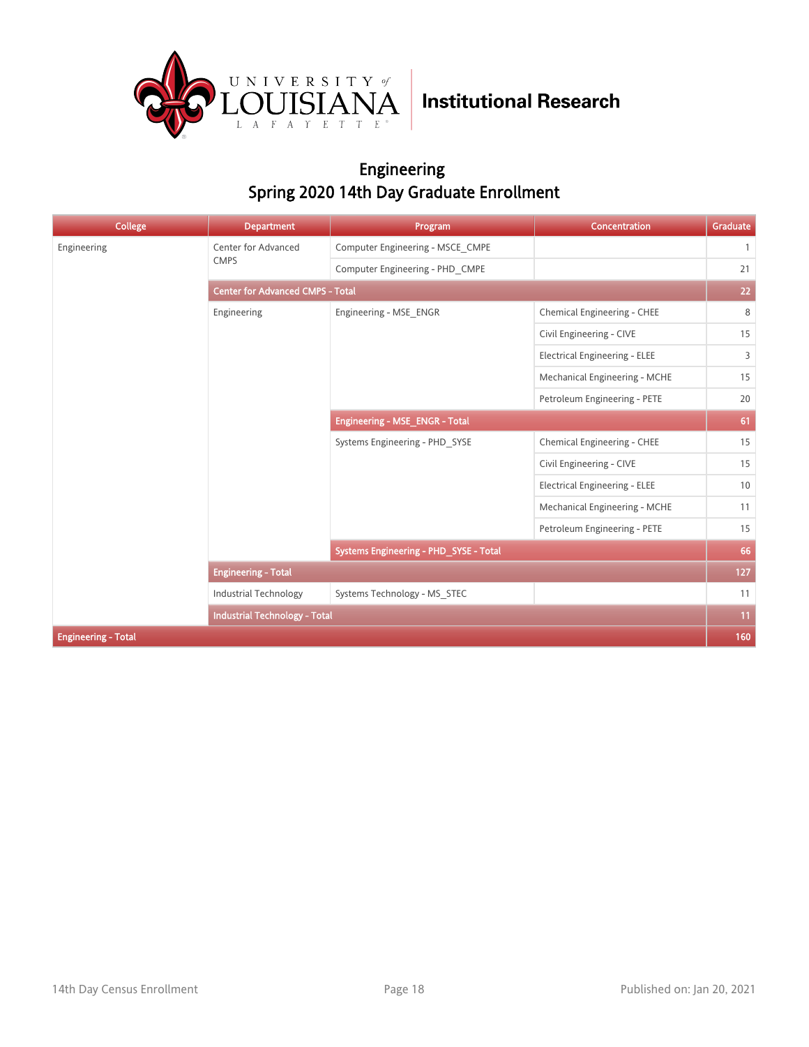Institutional Research

# Engineering
## Spring 2020 14th Day Graduate Enrollment

| College | Department | Program | Concentration | Graduate |
|---|---|---|---|---|
| Engineering | Center for Advanced CMPS | Computer Engineering - MSCE_CMPE | | 1 |
| | | Computer Engineering - PHD_CMPE | | 21 |
| | **Center for Advanced CMPS - Total** | | | **22** |
| | Engineering | Engineering - MSE_ENGR | Chemical Engineering - CHEE | 8 |
| | | | Civil Engineering - CIVE | 15 |
| | | | Electrical Engineering - ELEE | 3 |
| | | | Mechanical Engineering - MCHE | 15 |
| | | | Petroleum Engineering - PETE | 20 |
| | | **Engineering - MSE_ENGR - Total** | | **61** |
| | | Systems Engineering - PHD_SYSE | Chemical Engineering - CHEE | 15 |
| | | | Civil Engineering - CIVE | 15 |
| | | | Electrical Engineering - ELEE | 10 |
| | | | Mechanical Engineering - MCHE | 11 |
| | | | Petroleum Engineering - PETE | 15 |
| | | **Systems Engineering - PHD_SYSE - Total** | | **66** |
| | **Engineering - Total** | | | **127** |
| | Industrial Technology | Systems Technology - MS_STEC | | 11 |
| | **Industrial Technology - Total** | | | **11** |
| **Engineering - Total** | | | | **160** |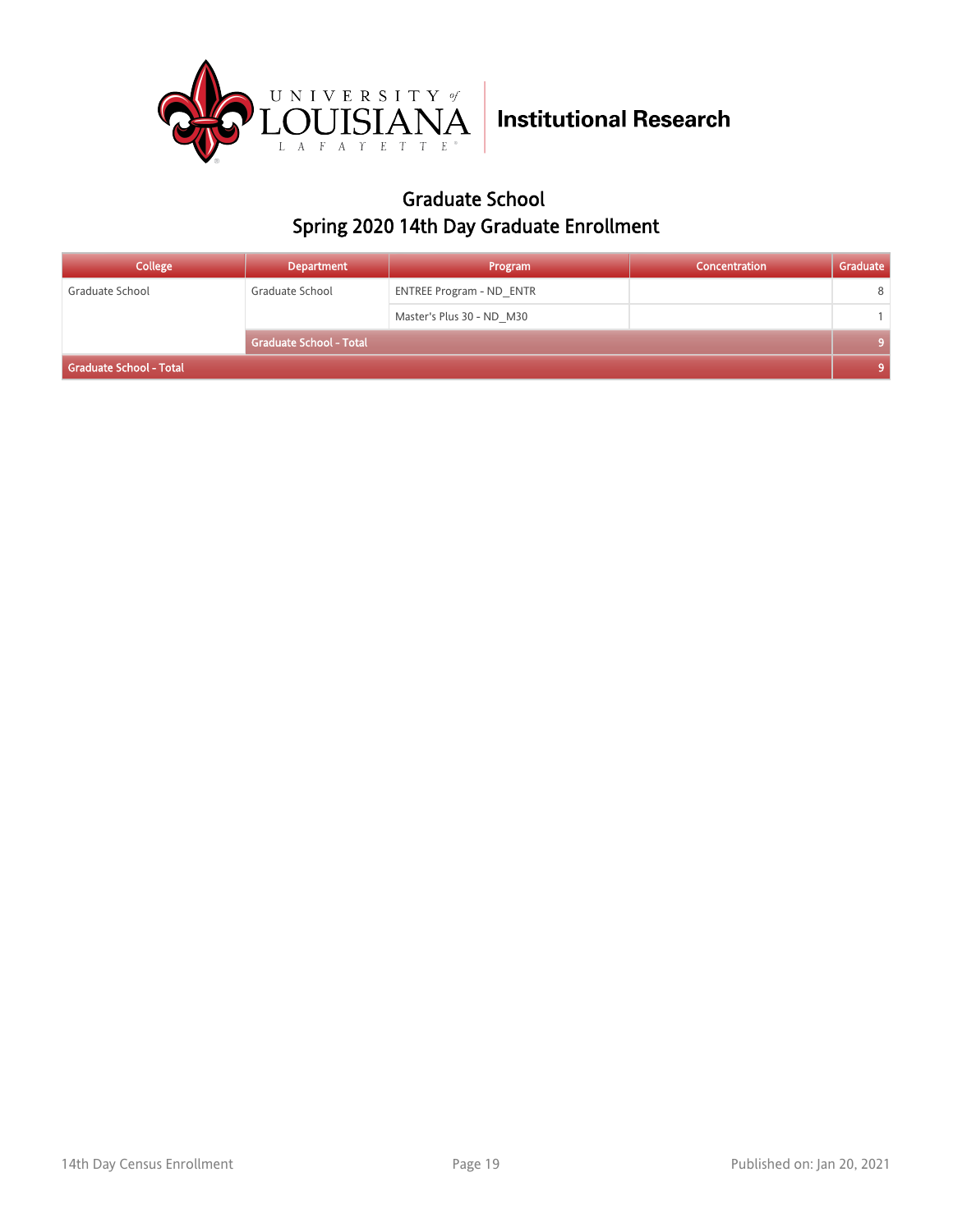## Graduate School
## Spring 2020 14th Day Graduate Enrollment

| College | Department | Program | Concentration | Graduate |
|---|---|---|---|---|
| Graduate School | Graduate School | ENTREE Program - ND_ENTR | | 8 |
| | | Master's Plus 30 - ND_M30 | | 1 |
| | **Graduate School - Total** | | | **9** |
| **Graduate School - Total** | | | | **9** |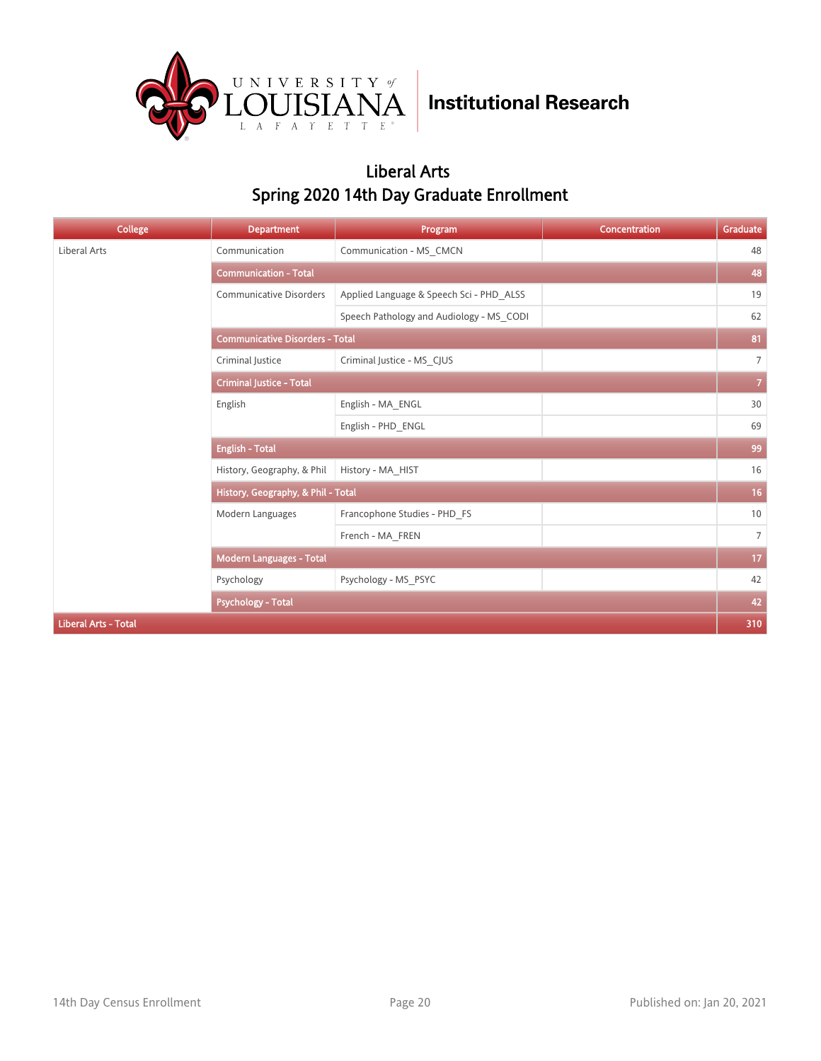Institutional Research

## Liberal Arts
## Spring 2020 14th Day Graduate Enrollment

| College | Department | Program | Concentration | Graduate |
|---|---|---|---|---|
| Liberal Arts | Communication | Communication - MS_CMCN | | 48 |
| | **Communication - Total** | | | **48** |
| | Communicative Disorders | Applied Language & Speech Sci - PHD_ALSS | | 19 |
| | | Speech Pathology and Audiology - MS_CODI | | 62 |
| | **Communicative Disorders - Total** | | | **81** |
| | Criminal Justice | Criminal Justice - MS_CJUS | | 7 |
| | **Criminal Justice - Total** | | | **7** |
| | English | English - MA_ENGL | | 30 |
| | | English - PHD_ENGL | | 69 |
| | **English - Total** | | | **99** |
| | History, Geography, & Phil | History - MA_HIST | | 16 |
| | **History, Geography, & Phil - Total** | | | **16** |
| | Modern Languages | Francophone Studies - PHD_FS | | 10 |
| | | French - MA_FREN | | 7 |
| | **Modern Languages - Total** | | | **17** |
| | Psychology | Psychology - MS_PSYC | | 42 |
| | **Psychology - Total** | | | **42** |
| **Liberal Arts - Total** | | | | **310** |

14th Day Census Enrollment

Published on: Jan 20, 2021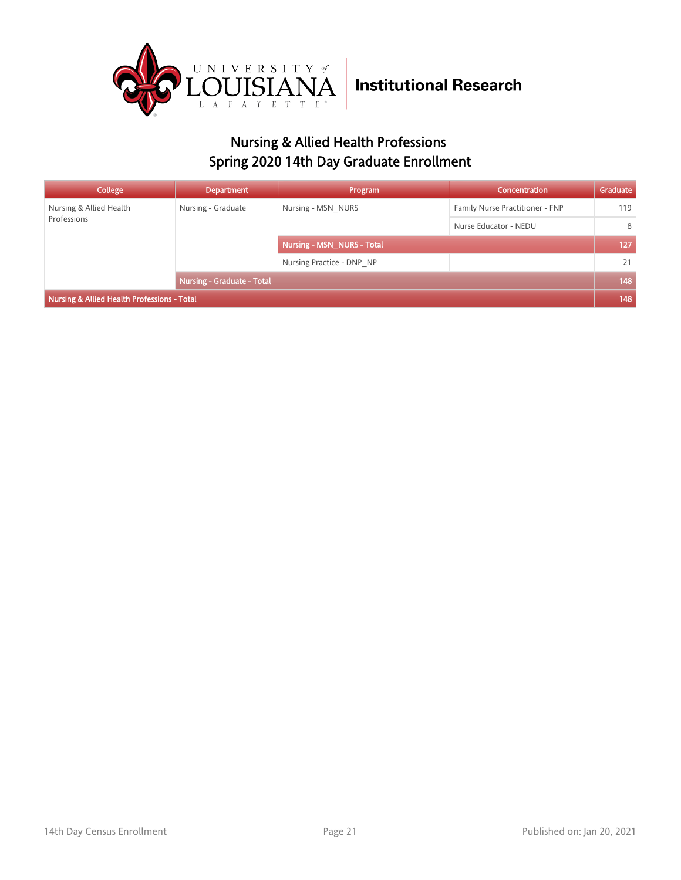Institutional Research

## Nursing & Allied Health Professions
## Spring 2020 14th Day Graduate Enrollment

| College | Department | Program | Concentration | Graduate |
|---|---|---|---|---|
| Nursing & Allied Health Professions | Nursing - Graduate | Nursing - MSN_NURS | Family Nurse Practitioner - FNP | 119 |
| | | | Nurse Educator - NEDU | 8 |
| | | **Nursing - MSN_NURS - Total** | | **127** |
| | | Nursing Practice - DNP_NP | | 21 |
| | **Nursing - Graduate - Total** | | | **148** |
| **Nursing & Allied Health Professions - Total** | | | | **148** |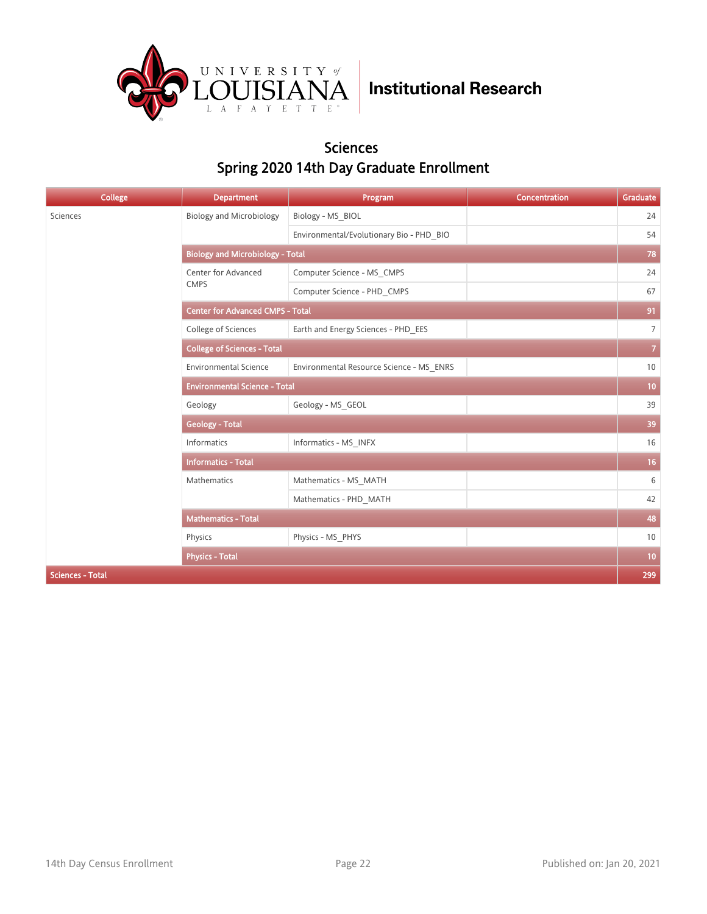University of Louisiana Lafayette **Institutional Research**

# Sciences
## Spring 2020 14th Day Graduate Enrollment

| College | Department | Program | Concentration | Graduate |
|---|---|---|---|---|
| Sciences | Biology and Microbiology | Biology - MS_BIOL | | 24 |
| | | Environmental/Evolutionary Bio - PHD_BIO | | 54 |
| | **Biology and Microbiology - Total** | | | **78** |
| | Center for Advanced CMPS | Computer Science - MS_CMPS | | 24 |
| | | Computer Science - PHD_CMPS | | 67 |
| | **Center for Advanced CMPS - Total** | | | **91** |
| | College of Sciences | Earth and Energy Sciences - PHD_EES | | 7 |
| | **College of Sciences - Total** | | | **7** |
| | Environmental Science | Environmental Resource Science - MS_ENRS | | 10 |
| | **Environmental Science - Total** | | | **10** |
| | Geology | Geology - MS_GEOL | | 39 |
| | **Geology - Total** | | | **39** |
| | Informatics | Informatics - MS_INFX | | 16 |
| | **Informatics - Total** | | | **16** |
| | Mathematics | Mathematics - MS_MATH | | 6 |
| | | Mathematics - PHD_MATH | | 42 |
| | **Mathematics - Total** | | | **48** |
| | Physics | Physics - MS_PHYS | | 10 |
| | **Physics - Total** | | | **10** |
| **Sciences - Total** | | | | **299** |